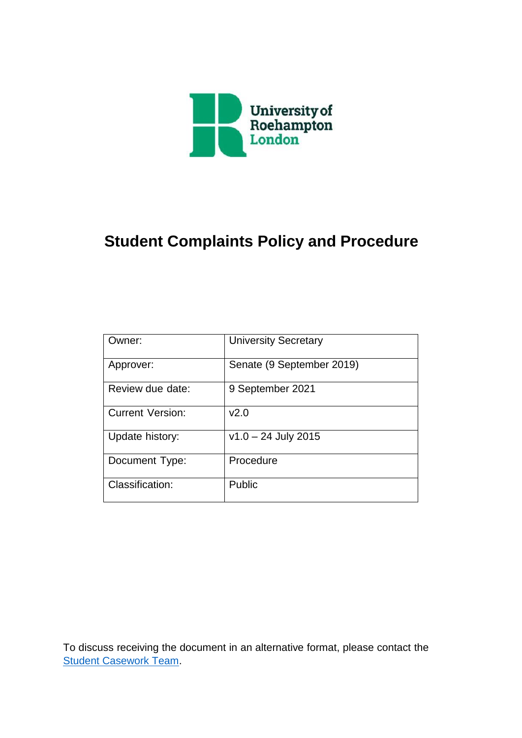University of Roehampton London

# Student Complaints Policy and Procedure

| Owner: | University Secretary |
|---|---|
| Approver: | Senate (9 September 2019) |
| Review due date: | 9 September 2021 |
| Current Version: | v2.0 |
| Update history: | v1.0 – 24 July 2015 |
| Document Type: | Procedure |
| Classification: | Public |

To discuss receiving the document in an alternative format, please contact the Student Casework Team.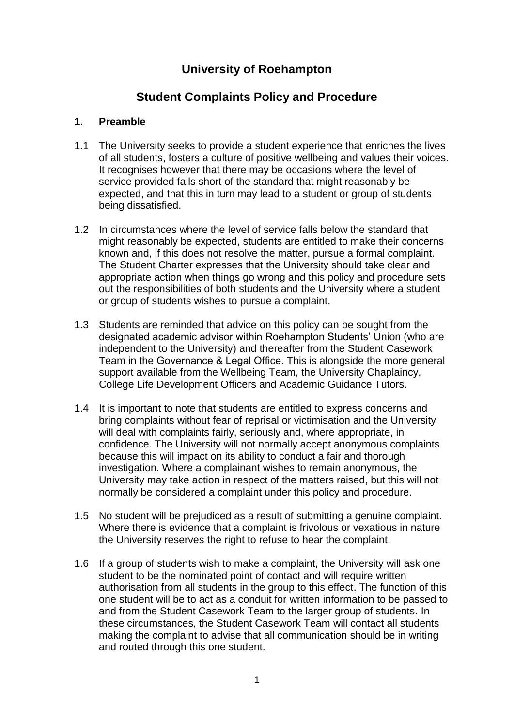# University of Roehampton

## Student Complaints Policy and Procedure

### 1. Preamble

1.1 The University seeks to provide a student experience that enriches the lives of all students, fosters a culture of positive wellbeing and values their voices. It recognises however that there may be occasions where the level of service provided falls short of the standard that might reasonably be expected, and that this in turn may lead to a student or group of students being dissatisfied.

1.2 In circumstances where the level of service falls below the standard that might reasonably be expected, students are entitled to make their concerns known and, if this does not resolve the matter, pursue a formal complaint. The Student Charter expresses that the University should take clear and appropriate action when things go wrong and this policy and procedure sets out the responsibilities of both students and the University where a student or group of students wishes to pursue a complaint.

1.3 Students are reminded that advice on this policy can be sought from the designated academic advisor within Roehampton Students' Union (who are independent to the University) and thereafter from the Student Casework Team in the Governance & Legal Office. This is alongside the more general support available from the Wellbeing Team, the University Chaplaincy, College Life Development Officers and Academic Guidance Tutors.

1.4 It is important to note that students are entitled to express concerns and bring complaints without fear of reprisal or victimisation and the University will deal with complaints fairly, seriously and, where appropriate, in confidence. The University will not normally accept anonymous complaints because this will impact on its ability to conduct a fair and thorough investigation. Where a complainant wishes to remain anonymous, the University may take action in respect of the matters raised, but this will not normally be considered a complaint under this policy and procedure.

1.5 No student will be prejudiced as a result of submitting a genuine complaint. Where there is evidence that a complaint is frivolous or vexatious in nature the University reserves the right to refuse to hear the complaint.

1.6 If a group of students wish to make a complaint, the University will ask one student to be the nominated point of contact and will require written authorisation from all students in the group to this effect. The function of this one student will be to act as a conduit for written information to be passed to and from the Student Casework Team to the larger group of students. In these circumstances, the Student Casework Team will contact all students making the complaint to advise that all communication should be in writing and routed through this one student.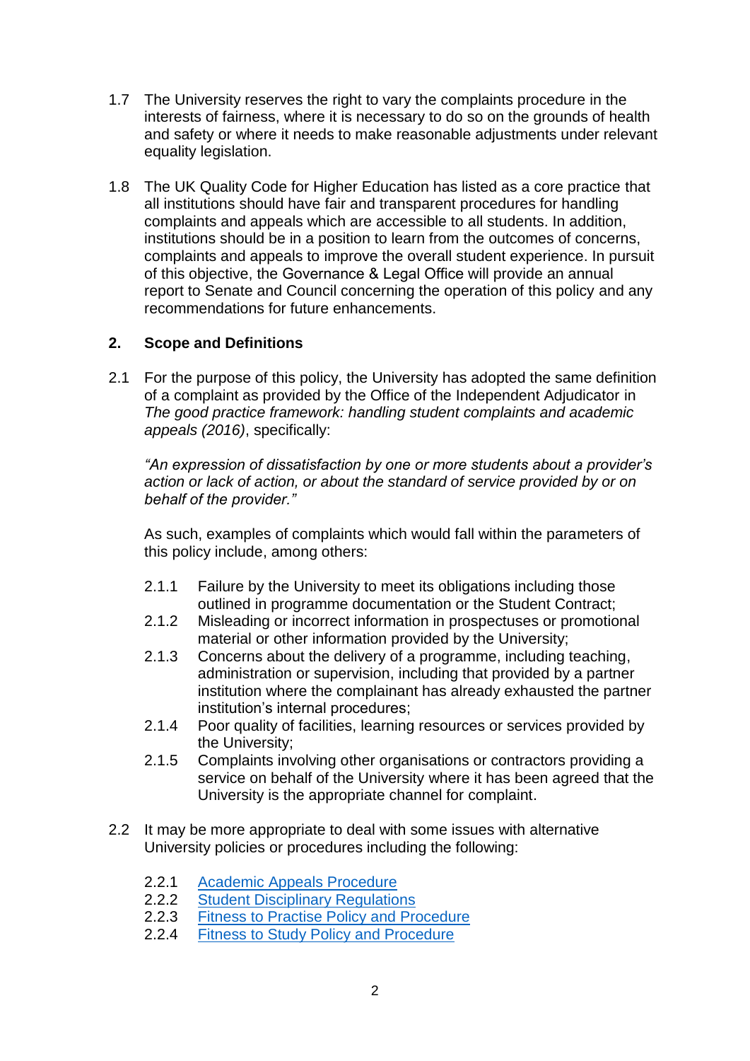1.7 The University reserves the right to vary the complaints procedure in the interests of fairness, where it is necessary to do so on the grounds of health and safety or where it needs to make reasonable adjustments under relevant equality legislation.

1.8 The UK Quality Code for Higher Education has listed as a core practice that all institutions should have fair and transparent procedures for handling complaints and appeals which are accessible to all students. In addition, institutions should be in a position to learn from the outcomes of concerns, complaints and appeals to improve the overall student experience. In pursuit of this objective, the Governance & Legal Office will provide an annual report to Senate and Council concerning the operation of this policy and any recommendations for future enhancements.

## 2. Scope and Definitions

2.1 For the purpose of this policy, the University has adopted the same definition of a complaint as provided by the Office of the Independent Adjudicator in *The good practice framework: handling student complaints and academic appeals (2016)*, specifically:

*"An expression of dissatisfaction by one or more students about a provider's action or lack of action, or about the standard of service provided by or on behalf of the provider."*

As such, examples of complaints which would fall within the parameters of this policy include, among others:

- 2.1.1 Failure by the University to meet its obligations including those outlined in programme documentation or the Student Contract;
- 2.1.2 Misleading or incorrect information in prospectuses or promotional material or other information provided by the University;
- 2.1.3 Concerns about the delivery of a programme, including teaching, administration or supervision, including that provided by a partner institution where the complainant has already exhausted the partner institution's internal procedures;
- 2.1.4 Poor quality of facilities, learning resources or services provided by the University;
- 2.1.5 Complaints involving other organisations or contractors providing a service on behalf of the University where it has been agreed that the University is the appropriate channel for complaint.

2.2 It may be more appropriate to deal with some issues with alternative University policies or procedures including the following:

- 2.2.1 Academic Appeals Procedure
- 2.2.2 Student Disciplinary Regulations
- 2.2.3 Fitness to Practise Policy and Procedure
- 2.2.4 Fitness to Study Policy and Procedure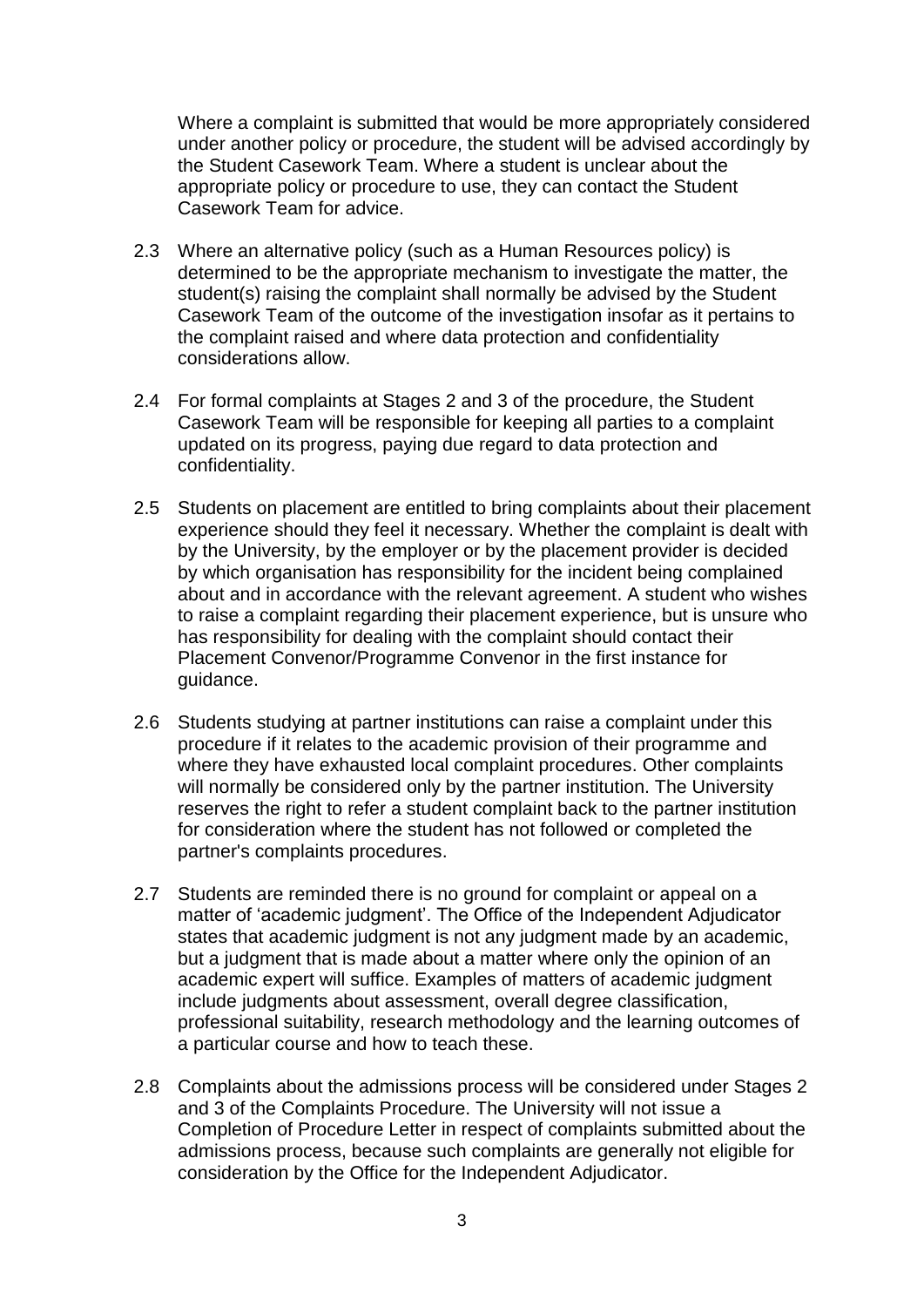Where a complaint is submitted that would be more appropriately considered under another policy or procedure, the student will be advised accordingly by the Student Casework Team. Where a student is unclear about the appropriate policy or procedure to use, they can contact the Student Casework Team for advice.

2.3 Where an alternative policy (such as a Human Resources policy) is determined to be the appropriate mechanism to investigate the matter, the student(s) raising the complaint shall normally be advised by the Student Casework Team of the outcome of the investigation insofar as it pertains to the complaint raised and where data protection and confidentiality considerations allow.

2.4 For formal complaints at Stages 2 and 3 of the procedure, the Student Casework Team will be responsible for keeping all parties to a complaint updated on its progress, paying due regard to data protection and confidentiality.

2.5 Students on placement are entitled to bring complaints about their placement experience should they feel it necessary. Whether the complaint is dealt with by the University, by the employer or by the placement provider is decided by which organisation has responsibility for the incident being complained about and in accordance with the relevant agreement. A student who wishes to raise a complaint regarding their placement experience, but is unsure who has responsibility for dealing with the complaint should contact their Placement Convenor/Programme Convenor in the first instance for guidance.

2.6 Students studying at partner institutions can raise a complaint under this procedure if it relates to the academic provision of their programme and where they have exhausted local complaint procedures. Other complaints will normally be considered only by the partner institution. The University reserves the right to refer a student complaint back to the partner institution for consideration where the student has not followed or completed the partner's complaints procedures.

2.7 Students are reminded there is no ground for complaint or appeal on a matter of 'academic judgment'. The Office of the Independent Adjudicator states that academic judgment is not any judgment made by an academic, but a judgment that is made about a matter where only the opinion of an academic expert will suffice. Examples of matters of academic judgment include judgments about assessment, overall degree classification, professional suitability, research methodology and the learning outcomes of a particular course and how to teach these.

2.8 Complaints about the admissions process will be considered under Stages 2 and 3 of the Complaints Procedure. The University will not issue a Completion of Procedure Letter in respect of complaints submitted about the admissions process, because such complaints are generally not eligible for consideration by the Office for the Independent Adjudicator.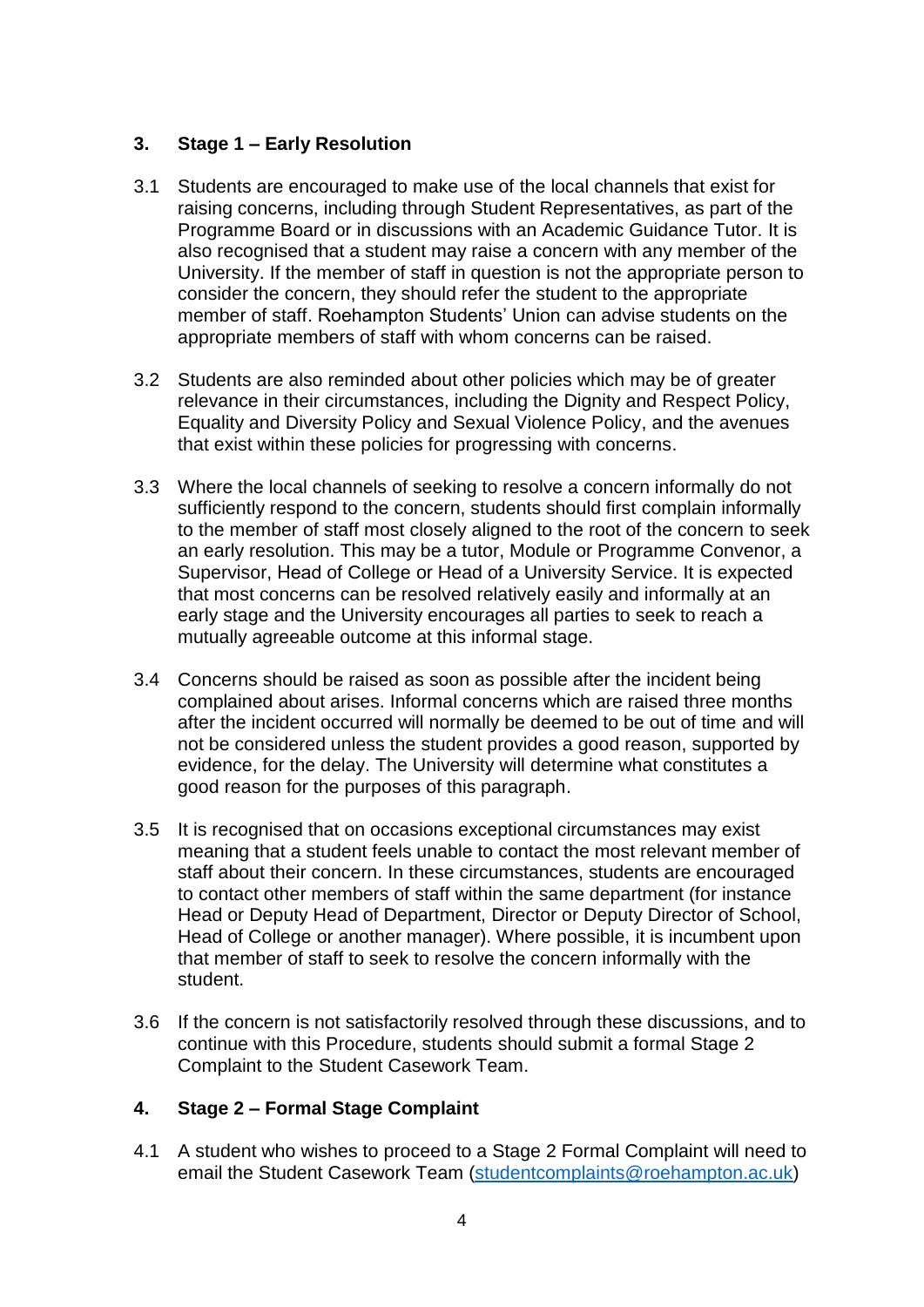## 3. Stage 1 – Early Resolution

3.1 Students are encouraged to make use of the local channels that exist for raising concerns, including through Student Representatives, as part of the Programme Board or in discussions with an Academic Guidance Tutor. It is also recognised that a student may raise a concern with any member of the University. If the member of staff in question is not the appropriate person to consider the concern, they should refer the student to the appropriate member of staff. Roehampton Students' Union can advise students on the appropriate members of staff with whom concerns can be raised.

3.2 Students are also reminded about other policies which may be of greater relevance in their circumstances, including the Dignity and Respect Policy, Equality and Diversity Policy and Sexual Violence Policy, and the avenues that exist within these policies for progressing with concerns.

3.3 Where the local channels of seeking to resolve a concern informally do not sufficiently respond to the concern, students should first complain informally to the member of staff most closely aligned to the root of the concern to seek an early resolution. This may be a tutor, Module or Programme Convenor, a Supervisor, Head of College or Head of a University Service. It is expected that most concerns can be resolved relatively easily and informally at an early stage and the University encourages all parties to seek to reach a mutually agreeable outcome at this informal stage.

3.4 Concerns should be raised as soon as possible after the incident being complained about arises. Informal concerns which are raised three months after the incident occurred will normally be deemed to be out of time and will not be considered unless the student provides a good reason, supported by evidence, for the delay. The University will determine what constitutes a good reason for the purposes of this paragraph.

3.5 It is recognised that on occasions exceptional circumstances may exist meaning that a student feels unable to contact the most relevant member of staff about their concern. In these circumstances, students are encouraged to contact other members of staff within the same department (for instance Head or Deputy Head of Department, Director or Deputy Director of School, Head of College or another manager). Where possible, it is incumbent upon that member of staff to seek to resolve the concern informally with the student.

3.6 If the concern is not satisfactorily resolved through these discussions, and to continue with this Procedure, students should submit a formal Stage 2 Complaint to the Student Casework Team.

## 4. Stage 2 – Formal Stage Complaint

4.1 A student who wishes to proceed to a Stage 2 Formal Complaint will need to email the Student Casework Team (studentcomplaints@roehampton.ac.uk)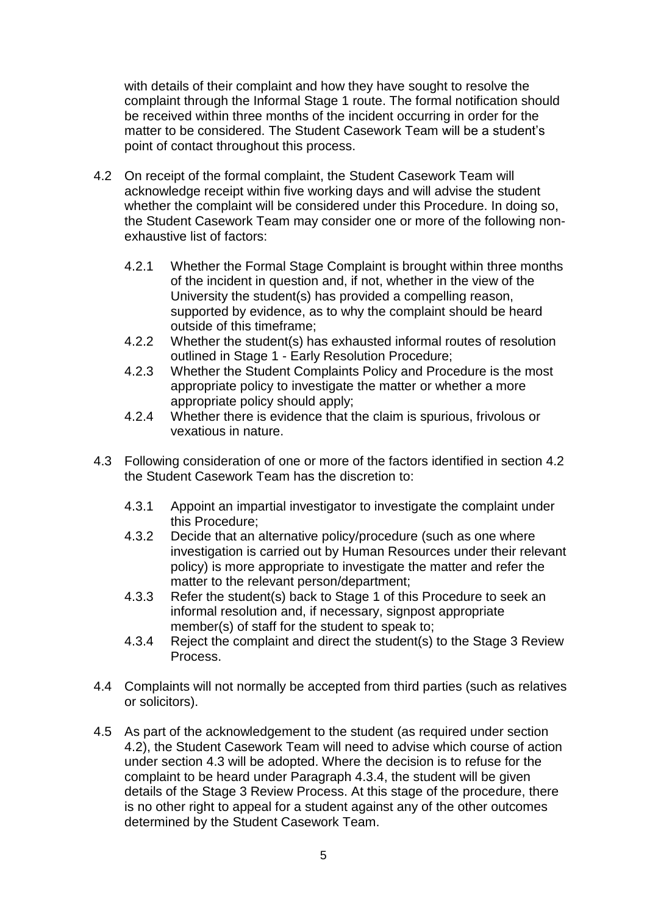with details of their complaint and how they have sought to resolve the complaint through the Informal Stage 1 route. The formal notification should be received within three months of the incident occurring in order for the matter to be considered. The Student Casework Team will be a student's point of contact throughout this process.

4.2 On receipt of the formal complaint, the Student Casework Team will acknowledge receipt within five working days and will advise the student whether the complaint will be considered under this Procedure. In doing so, the Student Casework Team may consider one or more of the following non-exhaustive list of factors:

  4.2.1 Whether the Formal Stage Complaint is brought within three months of the incident in question and, if not, whether in the view of the University the student(s) has provided a compelling reason, supported by evidence, as to why the complaint should be heard outside of this timeframe;
  4.2.2 Whether the student(s) has exhausted informal routes of resolution outlined in Stage 1 - Early Resolution Procedure;
  4.2.3 Whether the Student Complaints Policy and Procedure is the most appropriate policy to investigate the matter or whether a more appropriate policy should apply;
  4.2.4 Whether there is evidence that the claim is spurious, frivolous or vexatious in nature.

4.3 Following consideration of one or more of the factors identified in section 4.2 the Student Casework Team has the discretion to:

  4.3.1 Appoint an impartial investigator to investigate the complaint under this Procedure;
  4.3.2 Decide that an alternative policy/procedure (such as one where investigation is carried out by Human Resources under their relevant policy) is more appropriate to investigate the matter and refer the matter to the relevant person/department;
  4.3.3 Refer the student(s) back to Stage 1 of this Procedure to seek an informal resolution and, if necessary, signpost appropriate member(s) of staff for the student to speak to;
  4.3.4 Reject the complaint and direct the student(s) to the Stage 3 Review Process.

4.4 Complaints will not normally be accepted from third parties (such as relatives or solicitors).

4.5 As part of the acknowledgement to the student (as required under section 4.2), the Student Casework Team will need to advise which course of action under section 4.3 will be adopted. Where the decision is to refuse for the complaint to be heard under Paragraph 4.3.4, the student will be given details of the Stage 3 Review Process. At this stage of the procedure, there is no other right to appeal for a student against any of the other outcomes determined by the Student Casework Team.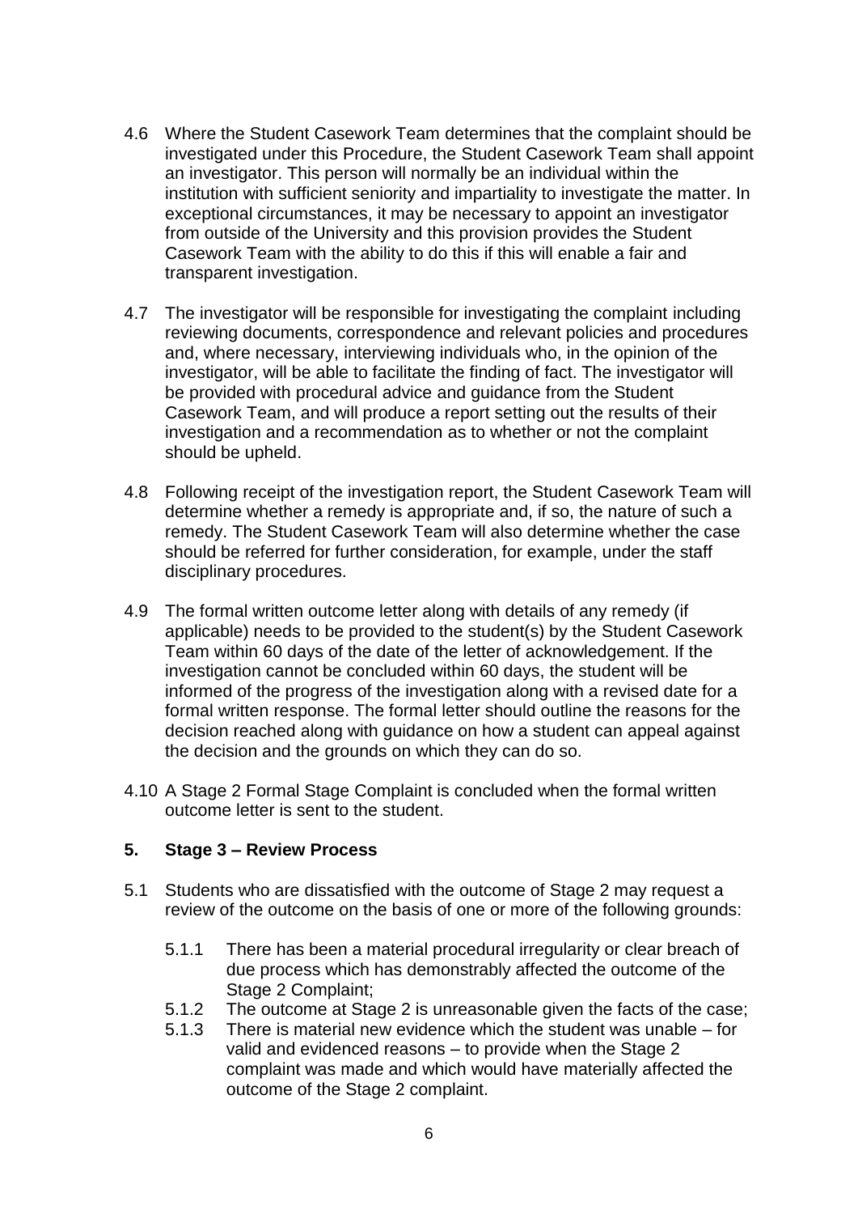4.6 Where the Student Casework Team determines that the complaint should be investigated under this Procedure, the Student Casework Team shall appoint an investigator. This person will normally be an individual within the institution with sufficient seniority and impartiality to investigate the matter. In exceptional circumstances, it may be necessary to appoint an investigator from outside of the University and this provision provides the Student Casework Team with the ability to do this if this will enable a fair and transparent investigation.

4.7 The investigator will be responsible for investigating the complaint including reviewing documents, correspondence and relevant policies and procedures and, where necessary, interviewing individuals who, in the opinion of the investigator, will be able to facilitate the finding of fact. The investigator will be provided with procedural advice and guidance from the Student Casework Team, and will produce a report setting out the results of their investigation and a recommendation as to whether or not the complaint should be upheld.

4.8 Following receipt of the investigation report, the Student Casework Team will determine whether a remedy is appropriate and, if so, the nature of such a remedy. The Student Casework Team will also determine whether the case should be referred for further consideration, for example, under the staff disciplinary procedures.

4.9 The formal written outcome letter along with details of any remedy (if applicable) needs to be provided to the student(s) by the Student Casework Team within 60 days of the date of the letter of acknowledgement. If the investigation cannot be concluded within 60 days, the student will be informed of the progress of the investigation along with a revised date for a formal written response. The formal letter should outline the reasons for the decision reached along with guidance on how a student can appeal against the decision and the grounds on which they can do so.

4.10 A Stage 2 Formal Stage Complaint is concluded when the formal written outcome letter is sent to the student.

## 5. Stage 3 – Review Process

5.1 Students who are dissatisfied with the outcome of Stage 2 may request a review of the outcome on the basis of one or more of the following grounds:

- 5.1.1 There has been a material procedural irregularity or clear breach of due process which has demonstrably affected the outcome of the Stage 2 Complaint;
- 5.1.2 The outcome at Stage 2 is unreasonable given the facts of the case;
- 5.1.3 There is material new evidence which the student was unable – for valid and evidenced reasons – to provide when the Stage 2 complaint was made and which would have materially affected the outcome of the Stage 2 complaint.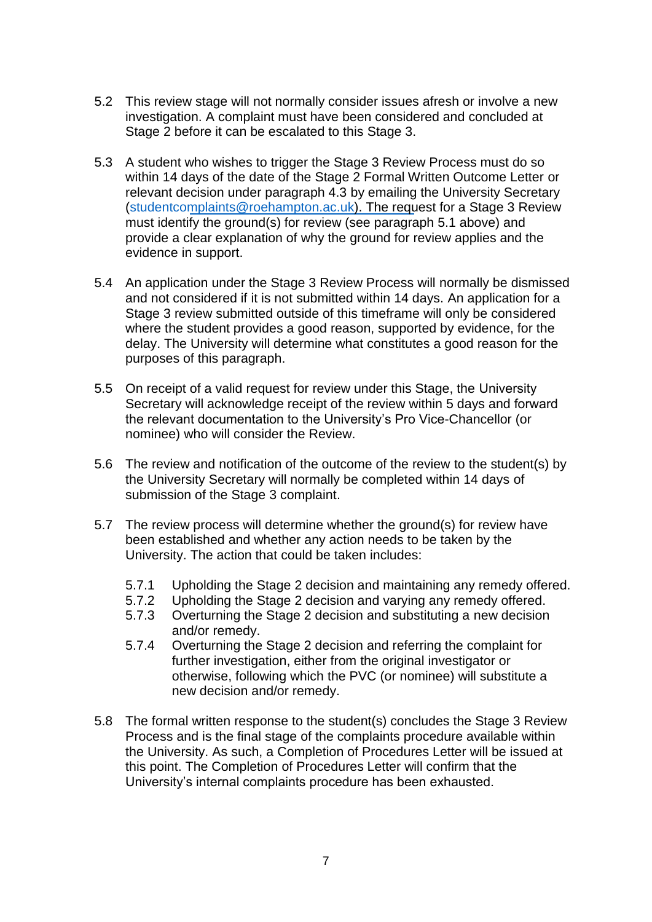5.2 This review stage will not normally consider issues afresh or involve a new investigation. A complaint must have been considered and concluded at Stage 2 before it can be escalated to this Stage 3.

5.3 A student who wishes to trigger the Stage 3 Review Process must do so within 14 days of the date of the Stage 2 Formal Written Outcome Letter or relevant decision under paragraph 4.3 by emailing the University Secretary (studentcomplaints@roehampton.ac.uk). The request for a Stage 3 Review must identify the ground(s) for review (see paragraph 5.1 above) and provide a clear explanation of why the ground for review applies and the evidence in support.

5.4 An application under the Stage 3 Review Process will normally be dismissed and not considered if it is not submitted within 14 days. An application for a Stage 3 review submitted outside of this timeframe will only be considered where the student provides a good reason, supported by evidence, for the delay. The University will determine what constitutes a good reason for the purposes of this paragraph.

5.5 On receipt of a valid request for review under this Stage, the University Secretary will acknowledge receipt of the review within 5 days and forward the relevant documentation to the University's Pro Vice-Chancellor (or nominee) who will consider the Review.

5.6 The review and notification of the outcome of the review to the student(s) by the University Secretary will normally be completed within 14 days of submission of the Stage 3 complaint.

5.7 The review process will determine whether the ground(s) for review have been established and whether any action needs to be taken by the University. The action that could be taken includes:

- 5.7.1 Upholding the Stage 2 decision and maintaining any remedy offered.
- 5.7.2 Upholding the Stage 2 decision and varying any remedy offered.
- 5.7.3 Overturning the Stage 2 decision and substituting a new decision and/or remedy.
- 5.7.4 Overturning the Stage 2 decision and referring the complaint for further investigation, either from the original investigator or otherwise, following which the PVC (or nominee) will substitute a new decision and/or remedy.

5.8 The formal written response to the student(s) concludes the Stage 3 Review Process and is the final stage of the complaints procedure available within the University. As such, a Completion of Procedures Letter will be issued at this point. The Completion of Procedures Letter will confirm that the University's internal complaints procedure has been exhausted.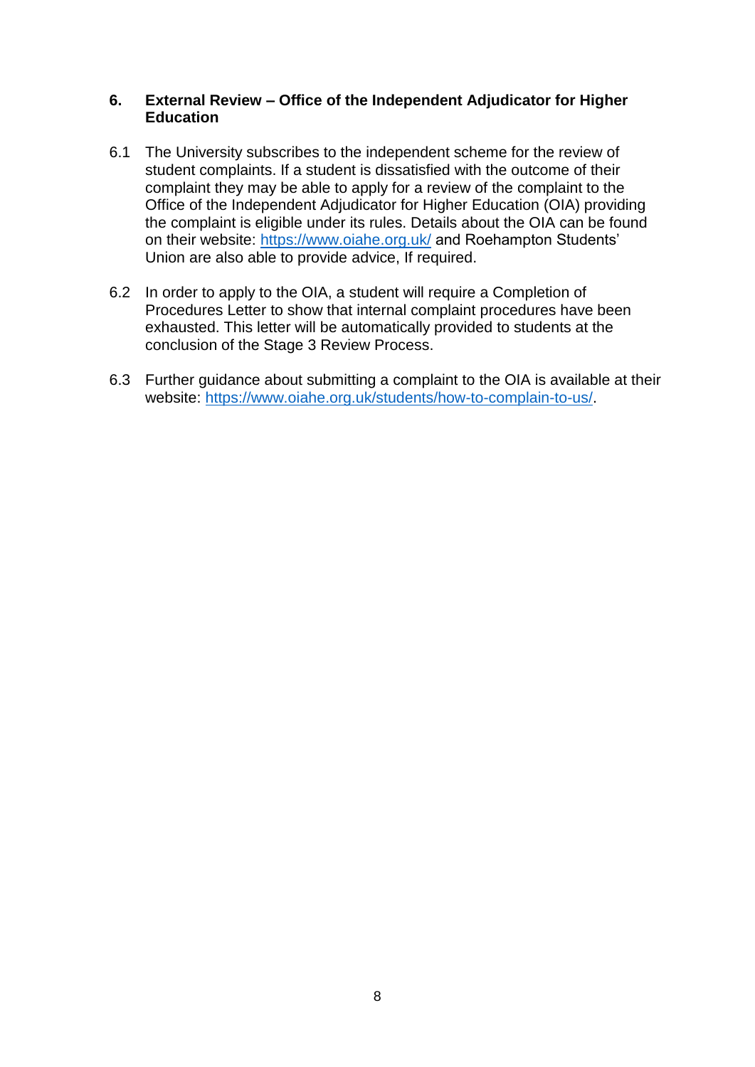## 6. External Review – Office of the Independent Adjudicator for Higher Education

6.1 The University subscribes to the independent scheme for the review of student complaints. If a student is dissatisfied with the outcome of their complaint they may be able to apply for a review of the complaint to the Office of the Independent Adjudicator for Higher Education (OIA) providing the complaint is eligible under its rules. Details about the OIA can be found on their website: [https://www.oiahe.org.uk/](https://www.oiahe.org.uk/) and Roehampton Students' Union are also able to provide advice, If required.

6.2 In order to apply to the OIA, a student will require a Completion of Procedures Letter to show that internal complaint procedures have been exhausted. This letter will be automatically provided to students at the conclusion of the Stage 3 Review Process.

6.3 Further guidance about submitting a complaint to the OIA is available at their website: [https://www.oiahe.org.uk/students/how-to-complain-to-us/](https://www.oiahe.org.uk/students/how-to-complain-to-us/).